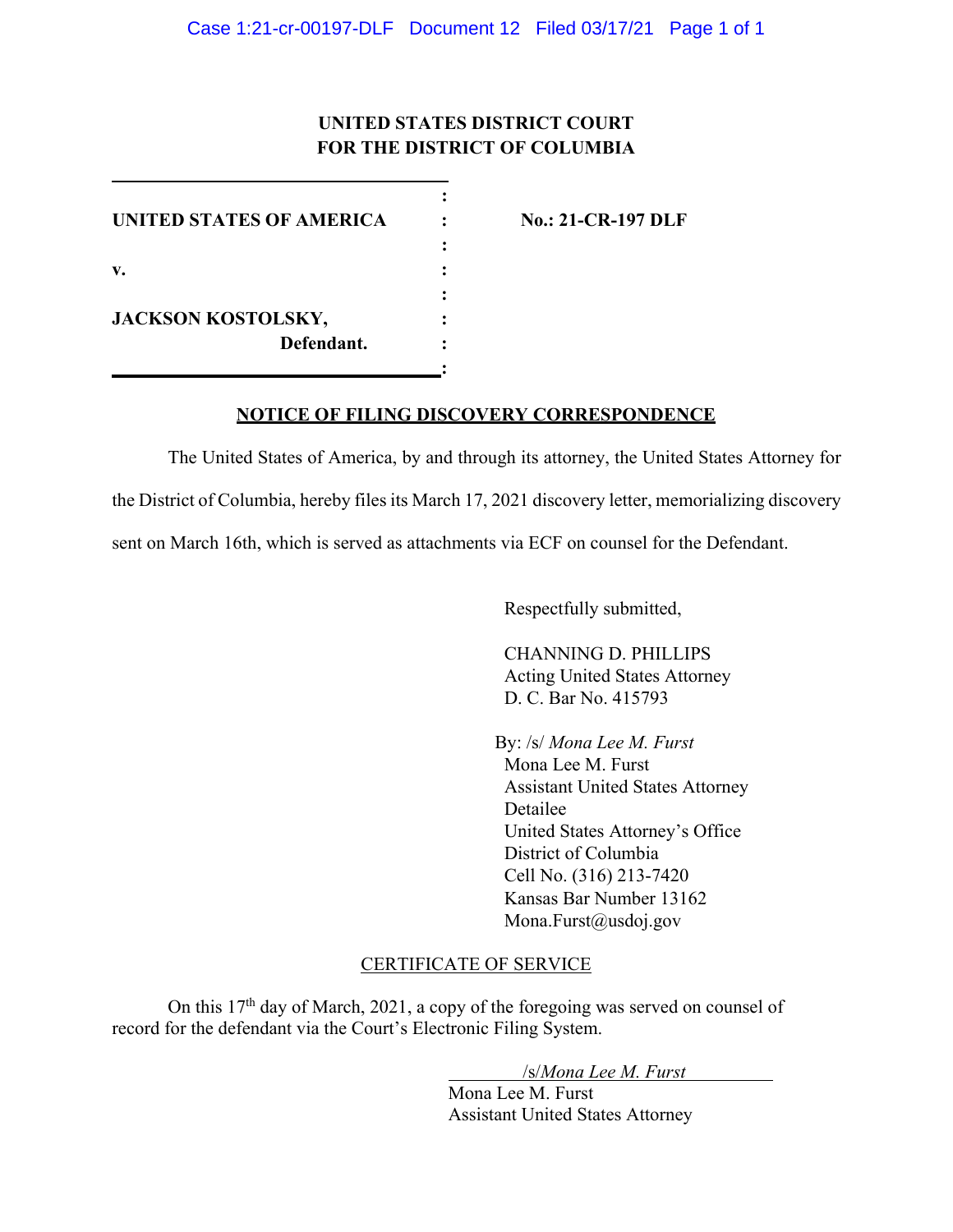**UNITED STATES DISTRICT COURT**
**FOR THE DISTRICT OF COLUMBIA**

| | | |
|---|---|---|
| **UNITED STATES OF AMERICA** | : | **No.: 21-CR-197 DLF** |
| **v.** | : | |
| **JACKSON KOSTOLSKY,** **Defendant.** | : | |

## NOTICE OF FILING DISCOVERY CORRESPONDENCE

The United States of America, by and through its attorney, the United States Attorney for the District of Columbia, hereby files its March 17, 2021 discovery letter, memorializing discovery sent on March 16th, which is served as attachments via ECF on counsel for the Defendant.

Respectfully submitted,

CHANNING D. PHILLIPS
Acting United States Attorney
D. C. Bar No. 415793

By: /s/ *Mona Lee M. Furst*
Mona Lee M. Furst
Assistant United States Attorney
Detailee
United States Attorney's Office
District of Columbia
Cell No. (316) 213-7420
Kansas Bar Number 13162
Mona.Furst@usdoj.gov

CERTIFICATE OF SERVICE

On this 17th day of March, 2021, a copy of the foregoing was served on counsel of record for the defendant via the Court's Electronic Filing System.

/s/*Mona Lee M. Furst*
Mona Lee M. Furst
Assistant United States Attorney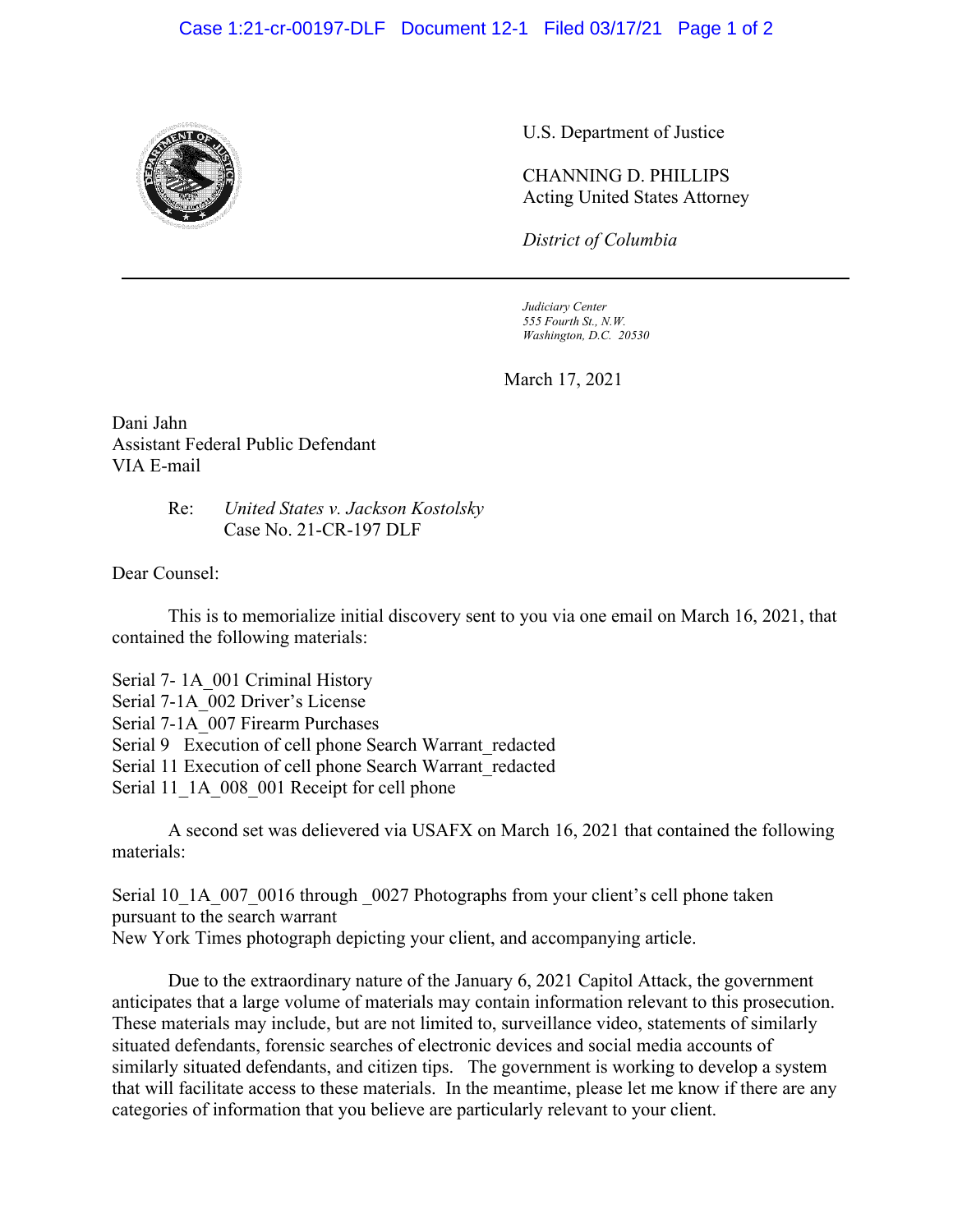U.S. Department of Justice

CHANNING D. PHILLIPS
Acting United States Attorney

*District of Columbia*

*Judiciary Center*
*555 Fourth St., N.W.*
*Washington, D.C. 20530*

March 17, 2021

Dani Jahn
Assistant Federal Public Defender
VIA E-mail

Re: *United States v. Jackson Kostolsky*
Case No. 21-CR-197 DLF

Dear Counsel:

This is to memorialize initial discovery sent to you via one email on March 16, 2021, that contained the following materials:

Serial 7- 1A_001 Criminal History
Serial 7-1A_002 Driver's License
Serial 7-1A_007 Firearm Purchases
Serial 9 Execution of cell phone Search Warrant_redacted
Serial 11 Execution of cell phone Search Warrant_redacted
Serial 11_1A_008_001 Receipt for cell phone

A second set was delievered via USAFX on March 16, 2021 that contained the following materials:

Serial 10_1A_007_0016 through _0027 Photographs from your client's cell phone taken pursuant to the search warrant
New York Times photograph depicting your client, and accompanying article.

Due to the extraordinary nature of the January 6, 2021 Capitol Attack, the government anticipates that a large volume of materials may contain information relevant to this prosecution. These materials may include, but are not limited to, surveillance video, statements of similarly situated defendants, forensic searches of electronic devices and social media accounts of similarly situated defendants, and citizen tips. The government is working to develop a system that will facilitate access to these materials. In the meantime, please let me know if there are any categories of information that you believe are particularly relevant to your client.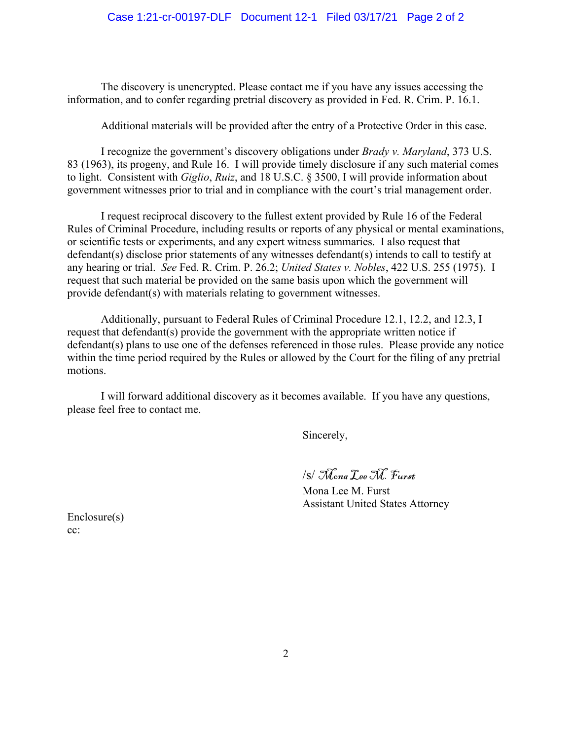The discovery is unencrypted. Please contact me if you have any issues accessing the information, and to confer regarding pretrial discovery as provided in Fed. R. Crim. P. 16.1.

Additional materials will be provided after the entry of a Protective Order in this case.

I recognize the government's discovery obligations under *Brady v. Maryland*, 373 U.S. 83 (1963), its progeny, and Rule 16. I will provide timely disclosure if any such material comes to light. Consistent with *Giglio*, *Ruiz*, and 18 U.S.C. § 3500, I will provide information about government witnesses prior to trial and in compliance with the court's trial management order.

I request reciprocal discovery to the fullest extent provided by Rule 16 of the Federal Rules of Criminal Procedure, including results or reports of any physical or mental examinations, or scientific tests or experiments, and any expert witness summaries. I also request that defendant(s) disclose prior statements of any witnesses defendant(s) intends to call to testify at any hearing or trial. *See* Fed. R. Crim. P. 26.2; *United States v. Nobles*, 422 U.S. 255 (1975). I request that such material be provided on the same basis upon which the government will provide defendant(s) with materials relating to government witnesses.

Additionally, pursuant to Federal Rules of Criminal Procedure 12.1, 12.2, and 12.3, I request that defendant(s) provide the government with the appropriate written notice if defendant(s) plans to use one of the defenses referenced in those rules. Please provide any notice within the time period required by the Rules or allowed by the Court for the filing of any pretrial motions.

I will forward additional discovery as it becomes available. If you have any questions, please feel free to contact me.

Sincerely,

/s/ *Mona Lee M. Furst*
Mona Lee M. Furst
Assistant United States Attorney

Enclosure(s)
cc: